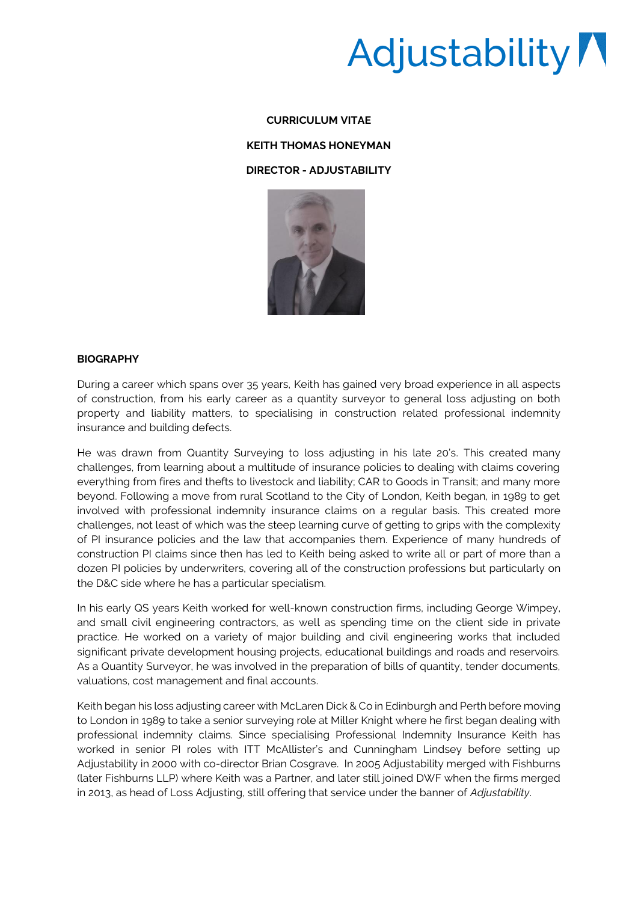# Adjustability

**CURRICULUM VITAE**

**KEITH THOMAS HONEYMAN**

**DIRECTOR - ADJUSTABILITY**

## BIOGRAPHY

During a career which spans over 35 years, Keith has gained very broad experience in all aspects of construction, from his early career as a quantity surveyor to general loss adjusting on both property and liability matters, to specialising in construction related professional indemnity insurance and building defects.

He was drawn from Quantity Surveying to loss adjusting in his late 20's. This created many challenges, from learning about a multitude of insurance policies to dealing with claims covering everything from fires and thefts to livestock and liability; CAR to Goods in Transit; and many more beyond. Following a move from rural Scotland to the City of London, Keith began, in 1989 to get involved with professional indemnity insurance claims on a regular basis. This created more challenges, not least of which was the steep learning curve of getting to grips with the complexity of PI insurance policies and the law that accompanies them. Experience of many hundreds of construction PI claims since then has led to Keith being asked to write all or part of more than a dozen PI policies by underwriters, covering all of the construction professions but particularly on the D&C side where he has a particular specialism.

In his early QS years Keith worked for well-known construction firms, including George Wimpey, and small civil engineering contractors, as well as spending time on the client side in private practice. He worked on a variety of major building and civil engineering works that included significant private development housing projects, educational buildings and roads and reservoirs. As a Quantity Surveyor, he was involved in the preparation of bills of quantity, tender documents, valuations, cost management and final accounts.

Keith began his loss adjusting career with McLaren Dick & Co in Edinburgh and Perth before moving to London in 1989 to take a senior surveying role at Miller Knight where he first began dealing with professional indemnity claims. Since specialising Professional Indemnity Insurance Keith has worked in senior PI roles with ITT McAllister's and Cunningham Lindsey before setting up Adjustability in 2000 with co-director Brian Cosgrave. In 2005 Adjustability merged with Fishburns (later Fishburns LLP) where Keith was a Partner, and later still joined DWF when the firms merged in 2013, as head of Loss Adjusting, still offering that service under the banner of *Adjustability*.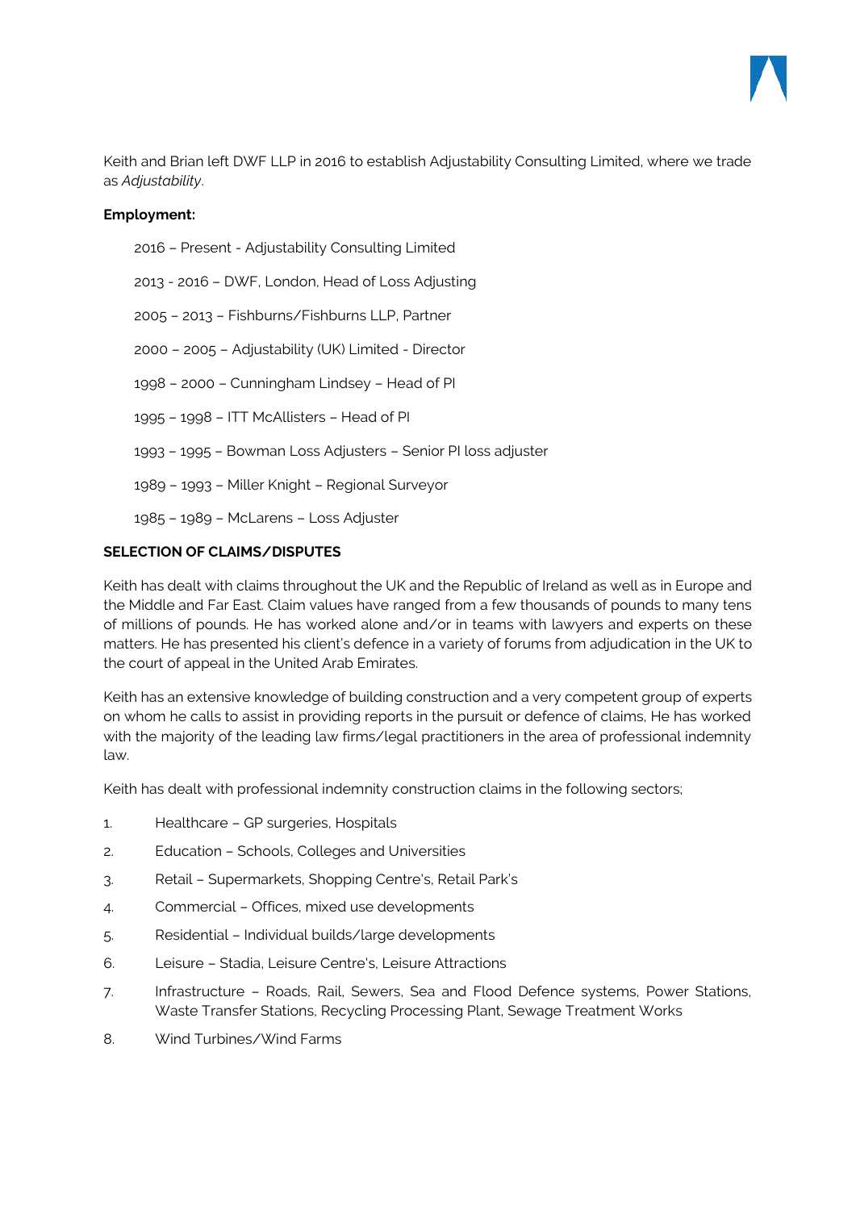Keith and Brian left DWF LLP in 2016 to establish Adjustability Consulting Limited, where we trade as *Adjustability*.

**Employment:**

2016 – Present - Adjustability Consulting Limited

2013 - 2016 – DWF, London, Head of Loss Adjusting

2005 – 2013 – Fishburns/Fishburns LLP, Partner

2000 – 2005 – Adjustability (UK) Limited - Director

1998 – 2000 – Cunningham Lindsey – Head of PI

1995 – 1998 – ITT McAllisters – Head of PI

1993 – 1995 – Bowman Loss Adjusters – Senior PI loss adjuster

1989 – 1993 – Miller Knight – Regional Surveyor

1985 – 1989 – McLarens – Loss Adjuster

**SELECTION OF CLAIMS/DISPUTES**

Keith has dealt with claims throughout the UK and the Republic of Ireland as well as in Europe and the Middle and Far East. Claim values have ranged from a few thousands of pounds to many tens of millions of pounds. He has worked alone and/or in teams with lawyers and experts on these matters. He has presented his client's defence in a variety of forums from adjudication in the UK to the court of appeal in the United Arab Emirates.

Keith has an extensive knowledge of building construction and a very competent group of experts on whom he calls to assist in providing reports in the pursuit or defence of claims, He has worked with the majority of the leading law firms/legal practitioners in the area of professional indemnity law.

Keith has dealt with professional indemnity construction claims in the following sectors;

1. Healthcare – GP surgeries, Hospitals
2. Education – Schools, Colleges and Universities
3. Retail – Supermarkets, Shopping Centre's, Retail Park's
4. Commercial – Offices, mixed use developments
5. Residential – Individual builds/large developments
6. Leisure – Stadia, Leisure Centre's, Leisure Attractions
7. Infrastructure – Roads, Rail, Sewers, Sea and Flood Defence systems, Power Stations, Waste Transfer Stations, Recycling Processing Plant, Sewage Treatment Works
8. Wind Turbines/Wind Farms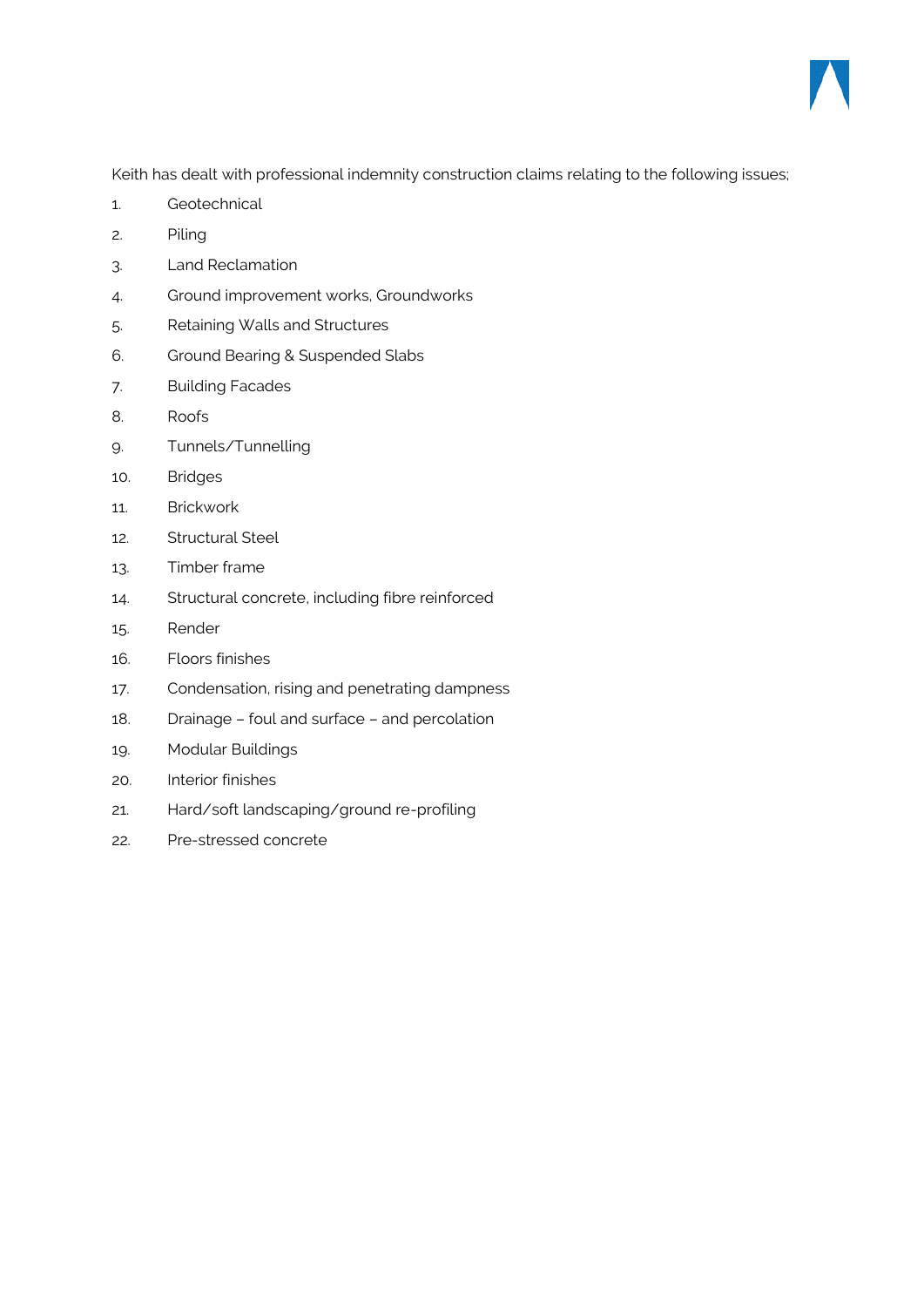Keith has dealt with professional indemnity construction claims relating to the following issues;

1. Geotechnical
2. Piling
3. Land Reclamation
4. Ground improvement works, Groundworks
5. Retaining Walls and Structures
6. Ground Bearing & Suspended Slabs
7. Building Facades
8. Roofs
9. Tunnels/Tunnelling
10. Bridges
11. Brickwork
12. Structural Steel
13. Timber frame
14. Structural concrete, including fibre reinforced
15. Render
16. Floors finishes
17. Condensation, rising and penetrating dampness
18. Drainage – foul and surface – and percolation
19. Modular Buildings
20. Interior finishes
21. Hard/soft landscaping/ground re-profiling
22. Pre-stressed concrete